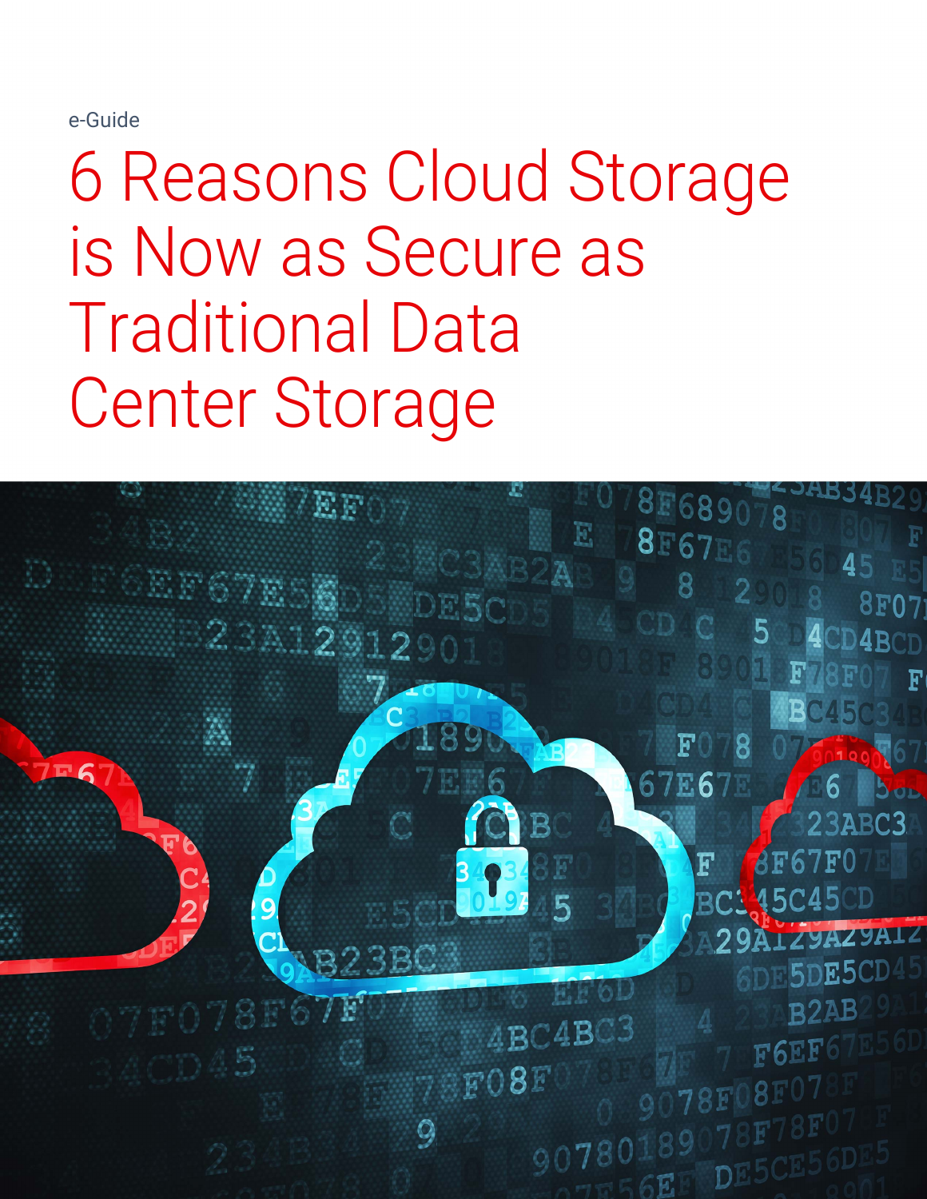e-Guide

# 6 Reasons Cloud Storage is Now as Secure as Traditional Data Center Storage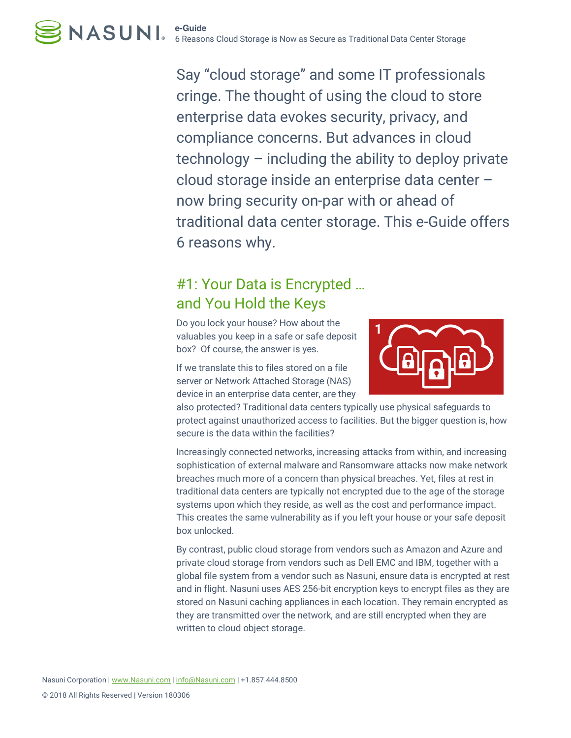Say "cloud storage" and some IT professionals cringe. The thought of using the cloud to store enterprise data evokes security, privacy, and compliance concerns. But advances in cloud technology – including the ability to deploy private cloud storage inside an enterprise data center – now bring security on-par with or ahead of traditional data center storage. This e-Guide offers 6 reasons why.

## #1: Your Data is Encrypted … and You Hold the Keys

Do you lock your house? How about the valuables you keep in a safe or safe deposit box? Of course, the answer is yes.

If we translate this to files stored on a file server or Network Attached Storage (NAS) device in an enterprise data center, are they also protected? Traditional data centers typically use physical safeguards to protect against unauthorized access to facilities. But the bigger question is, how secure is the data within the facilities?

Increasingly connected networks, increasing attacks from within, and increasing sophistication of external malware and Ransomware attacks now make network breaches much more of a concern than physical breaches. Yet, files at rest in traditional data centers are typically not encrypted due to the age of the storage systems upon which they reside, as well as the cost and performance impact. This creates the same vulnerability as if you left your house or your safe deposit box unlocked.

By contrast, public cloud storage from vendors such as Amazon and Azure and private cloud storage from vendors such as Dell EMC and IBM, together with a global file system from a vendor such as Nasuni, ensure data is encrypted at rest and in flight. Nasuni uses AES 256-bit encryption keys to encrypt files as they are stored on Nasuni caching appliances in each location. They remain encrypted as they are transmitted over the network, and are still encrypted when they are written to cloud object storage.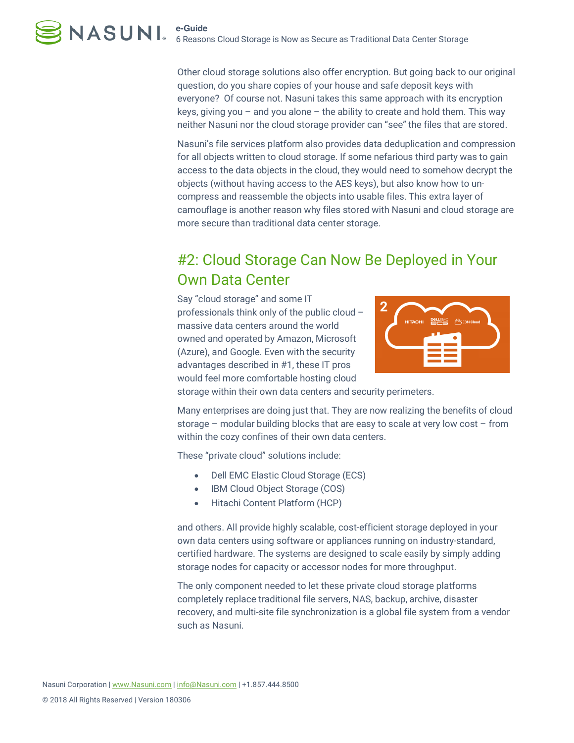Other cloud storage solutions also offer encryption. But going back to our original question, do you share copies of your house and safe deposit keys with everyone? Of course not. Nasuni takes this same approach with its encryption keys, giving you – and you alone – the ability to create and hold them. This way neither Nasuni nor the cloud storage provider can "see" the files that are stored.

Nasuni's file services platform also provides data deduplication and compression for all objects written to cloud storage. If some nefarious third party was to gain access to the data objects in the cloud, they would need to somehow decrypt the objects (without having access to the AES keys), but also know how to un-compress and reassemble the objects into usable files. This extra layer of camouflage is another reason why files stored with Nasuni and cloud storage are more secure than traditional data center storage.

## #2: Cloud Storage Can Now Be Deployed in Your Own Data Center

Say "cloud storage" and some IT professionals think only of the public cloud – massive data centers around the world owned and operated by Amazon, Microsoft (Azure), and Google. Even with the security advantages described in #1, these IT pros would feel more comfortable hosting cloud storage within their own data centers and security perimeters.

Many enterprises are doing just that. They are now realizing the benefits of cloud storage – modular building blocks that are easy to scale at very low cost – from within the cozy confines of their own data centers.

These "private cloud" solutions include:

- Dell EMC Elastic Cloud Storage (ECS)
- IBM Cloud Object Storage (COS)
- Hitachi Content Platform (HCP)

and others. All provide highly scalable, cost-efficient storage deployed in your own data centers using software or appliances running on industry-standard, certified hardware. The systems are designed to scale easily by simply adding storage nodes for capacity or accessor nodes for more throughput.

The only component needed to let these private cloud storage platforms completely replace traditional file servers, NAS, backup, archive, disaster recovery, and multi-site file synchronization is a global file system from a vendor such as Nasuni.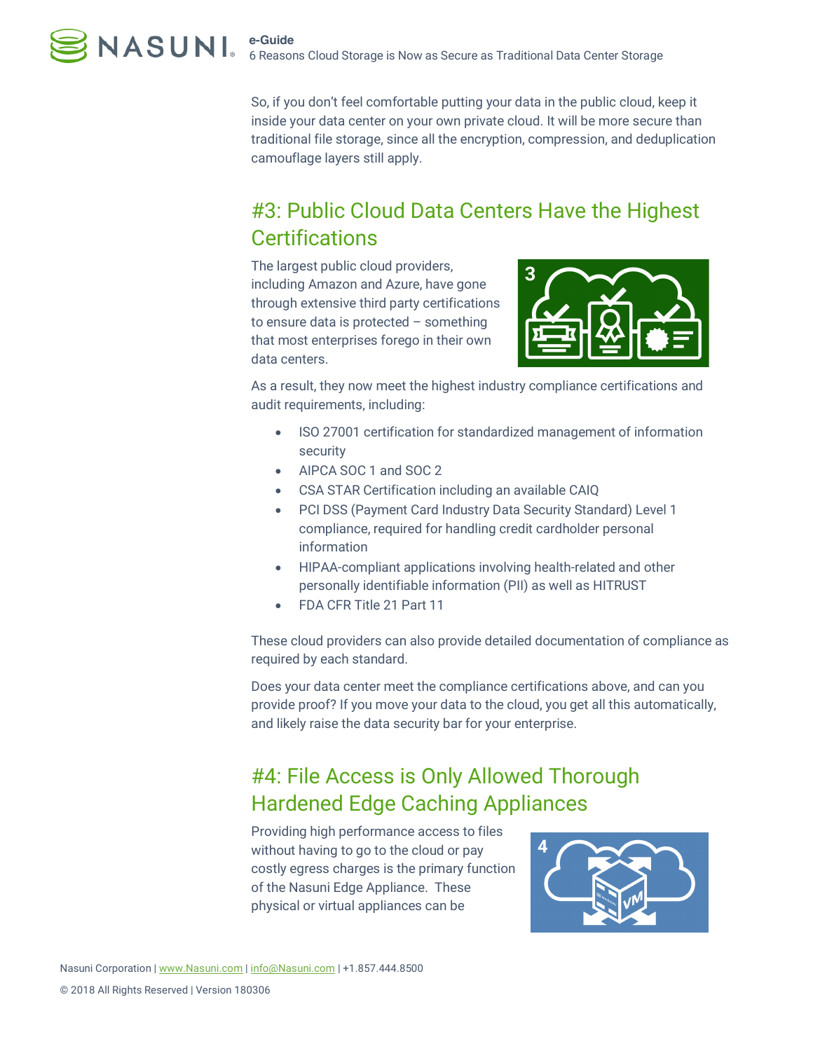So, if you don't feel comfortable putting your data in the public cloud, keep it inside your data center on your own private cloud. It will be more secure than traditional file storage, since all the encryption, compression, and deduplication camouflage layers still apply.

## #3: Public Cloud Data Centers Have the Highest Certifications

The largest public cloud providers, including Amazon and Azure, have gone through extensive third party certifications to ensure data is protected – something that most enterprises forego in their own data centers.

As a result, they now meet the highest industry compliance certifications and audit requirements, including:

- ISO 27001 certification for standardized management of information security
- AIPCA SOC 1 and SOC 2
- CSA STAR Certification including an available CAIQ
- PCI DSS (Payment Card Industry Data Security Standard) Level 1 compliance, required for handling credit cardholder personal information
- HIPAA-compliant applications involving health-related and other personally identifiable information (PII) as well as HITRUST
- FDA CFR Title 21 Part 11

These cloud providers can also provide detailed documentation of compliance as required by each standard.

Does your data center meet the compliance certifications above, and can you provide proof? If you move your data to the cloud, you get all this automatically, and likely raise the data security bar for your enterprise.

## #4: File Access is Only Allowed Thorough Hardened Edge Caching Appliances

Providing high performance access to files without having to go to the cloud or pay costly egress charges is the primary function of the Nasuni Edge Appliance. These physical or virtual appliances can be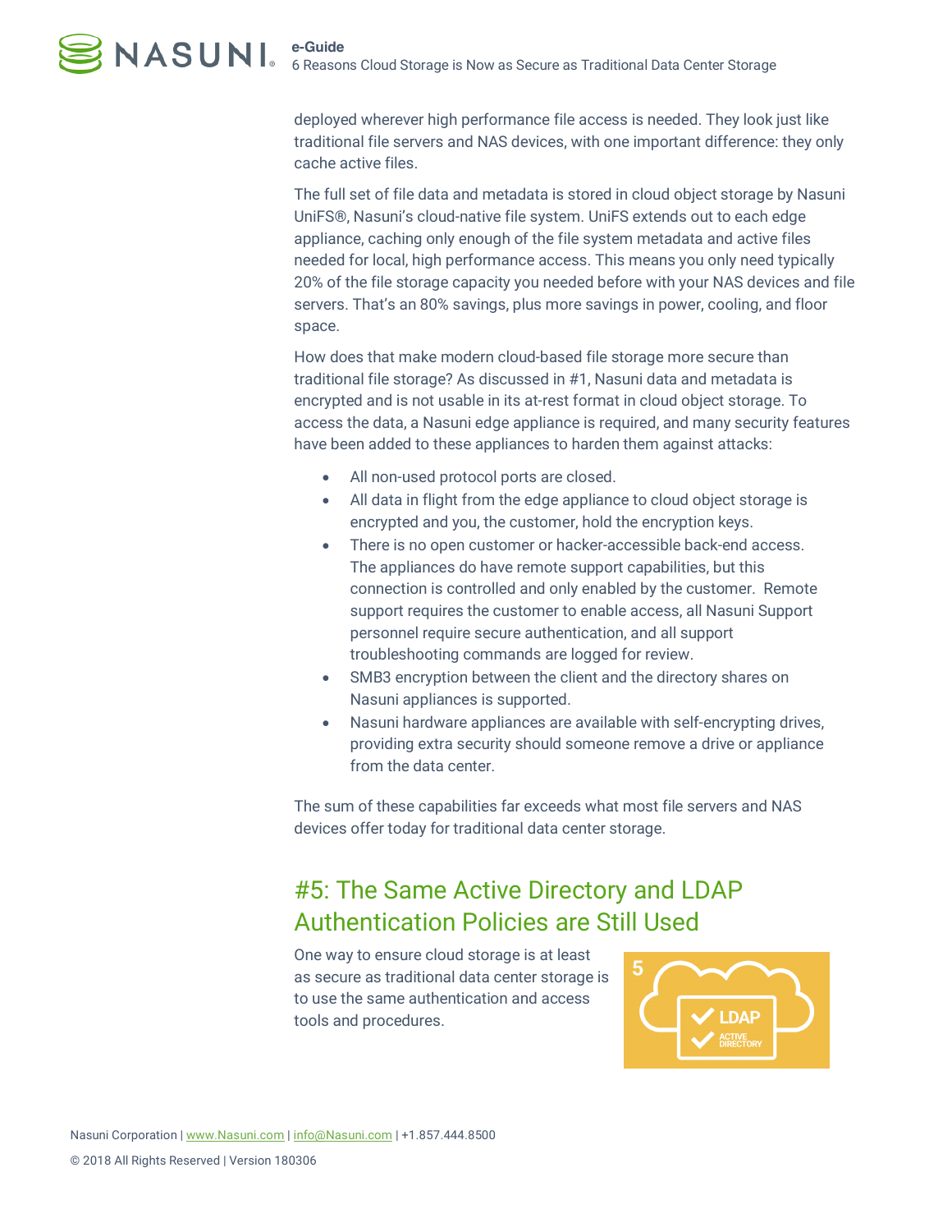deployed wherever high performance file access is needed. They look just like traditional file servers and NAS devices, with one important difference: they only cache active files.

The full set of file data and metadata is stored in cloud object storage by Nasuni UniFS®, Nasuni's cloud-native file system. UniFS extends out to each edge appliance, caching only enough of the file system metadata and active files needed for local, high performance access. This means you only need typically 20% of the file storage capacity you needed before with your NAS devices and file servers. That's an 80% savings, plus more savings in power, cooling, and floor space.

How does that make modern cloud-based file storage more secure than traditional file storage? As discussed in #1, Nasuni data and metadata is encrypted and is not usable in its at-rest format in cloud object storage. To access the data, a Nasuni edge appliance is required, and many security features have been added to these appliances to harden them against attacks:

- All non-used protocol ports are closed.
- All data in flight from the edge appliance to cloud object storage is encrypted and you, the customer, hold the encryption keys.
- There is no open customer or hacker-accessible back-end access. The appliances do have remote support capabilities, but this connection is controlled and only enabled by the customer. Remote support requires the customer to enable access, all Nasuni Support personnel require secure authentication, and all support troubleshooting commands are logged for review.
- SMB3 encryption between the client and the directory shares on Nasuni appliances is supported.
- Nasuni hardware appliances are available with self-encrypting drives, providing extra security should someone remove a drive or appliance from the data center.

The sum of these capabilities far exceeds what most file servers and NAS devices offer today for traditional data center storage.

## #5: The Same Active Directory and LDAP Authentication Policies are Still Used

One way to ensure cloud storage is at least as secure as traditional data center storage is to use the same authentication and access tools and procedures.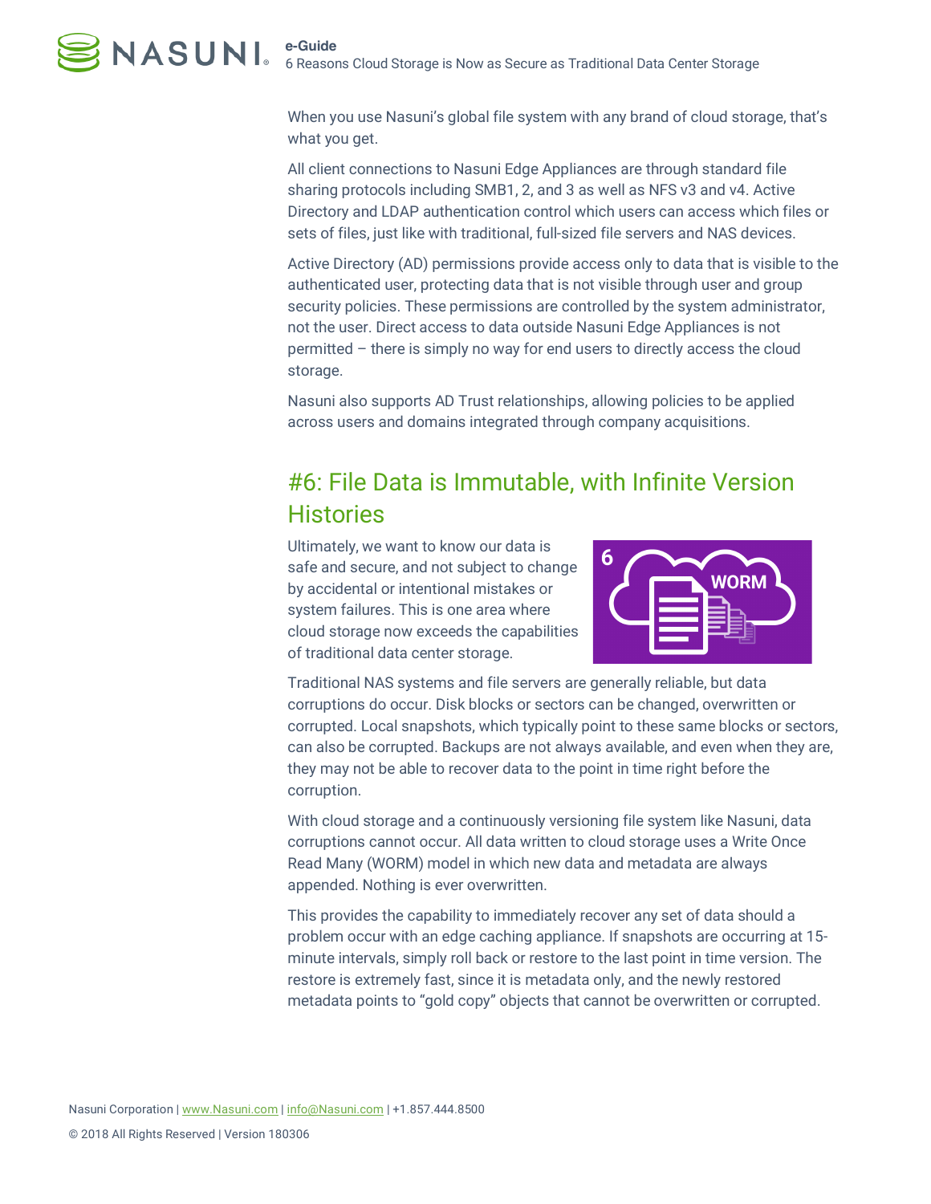When you use Nasuni's global file system with any brand of cloud storage, that's what you get.

All client connections to Nasuni Edge Appliances are through standard file sharing protocols including SMB1, 2, and 3 as well as NFS v3 and v4. Active Directory and LDAP authentication control which users can access which files or sets of files, just like with traditional, full-sized file servers and NAS devices.

Active Directory (AD) permissions provide access only to data that is visible to the authenticated user, protecting data that is not visible through user and group security policies. These permissions are controlled by the system administrator, not the user. Direct access to data outside Nasuni Edge Appliances is not permitted – there is simply no way for end users to directly access the cloud storage.

Nasuni also supports AD Trust relationships, allowing policies to be applied across users and domains integrated through company acquisitions.

## #6: File Data is Immutable, with Infinite Version Histories

Ultimately, we want to know our data is safe and secure, and not subject to change by accidental or intentional mistakes or system failures. This is one area where cloud storage now exceeds the capabilities of traditional data center storage.

Traditional NAS systems and file servers are generally reliable, but data corruptions do occur. Disk blocks or sectors can be changed, overwritten or corrupted. Local snapshots, which typically point to these same blocks or sectors, can also be corrupted. Backups are not always available, and even when they are, they may not be able to recover data to the point in time right before the corruption.

With cloud storage and a continuously versioning file system like Nasuni, data corruptions cannot occur. All data written to cloud storage uses a Write Once Read Many (WORM) model in which new data and metadata are always appended. Nothing is ever overwritten.

This provides the capability to immediately recover any set of data should a problem occur with an edge caching appliance. If snapshots are occurring at 15-minute intervals, simply roll back or restore to the last point in time version. The restore is extremely fast, since it is metadata only, and the newly restored metadata points to "gold copy" objects that cannot be overwritten or corrupted.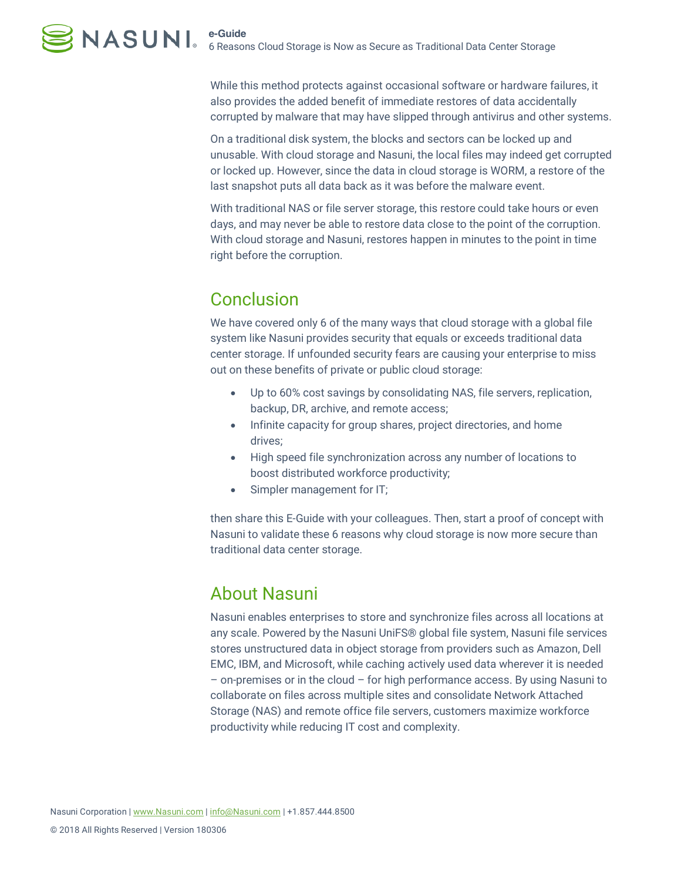While this method protects against occasional software or hardware failures, it also provides the added benefit of immediate restores of data accidentally corrupted by malware that may have slipped through antivirus and other systems.

On a traditional disk system, the blocks and sectors can be locked up and unusable. With cloud storage and Nasuni, the local files may indeed get corrupted or locked up. However, since the data in cloud storage is WORM, a restore of the last snapshot puts all data back as it was before the malware event.

With traditional NAS or file server storage, this restore could take hours or even days, and may never be able to restore data close to the point of the corruption. With cloud storage and Nasuni, restores happen in minutes to the point in time right before the corruption.

## Conclusion

We have covered only 6 of the many ways that cloud storage with a global file system like Nasuni provides security that equals or exceeds traditional data center storage. If unfounded security fears are causing your enterprise to miss out on these benefits of private or public cloud storage:

- Up to 60% cost savings by consolidating NAS, file servers, replication, backup, DR, archive, and remote access;
- Infinite capacity for group shares, project directories, and home drives;
- High speed file synchronization across any number of locations to boost distributed workforce productivity;
- Simpler management for IT;

then share this E-Guide with your colleagues. Then, start a proof of concept with Nasuni to validate these 6 reasons why cloud storage is now more secure than traditional data center storage.

## About Nasuni

Nasuni enables enterprises to store and synchronize files across all locations at any scale. Powered by the Nasuni UniFS® global file system, Nasuni file services stores unstructured data in object storage from providers such as Amazon, Dell EMC, IBM, and Microsoft, while caching actively used data wherever it is needed – on-premises or in the cloud – for high performance access. By using Nasuni to collaborate on files across multiple sites and consolidate Network Attached Storage (NAS) and remote office file servers, customers maximize workforce productivity while reducing IT cost and complexity.

Nasuni Corporation | www.Nasuni.com | info@Nasuni.com | +1.857.444.8500

© 2018 All Rights Reserved | Version 180306